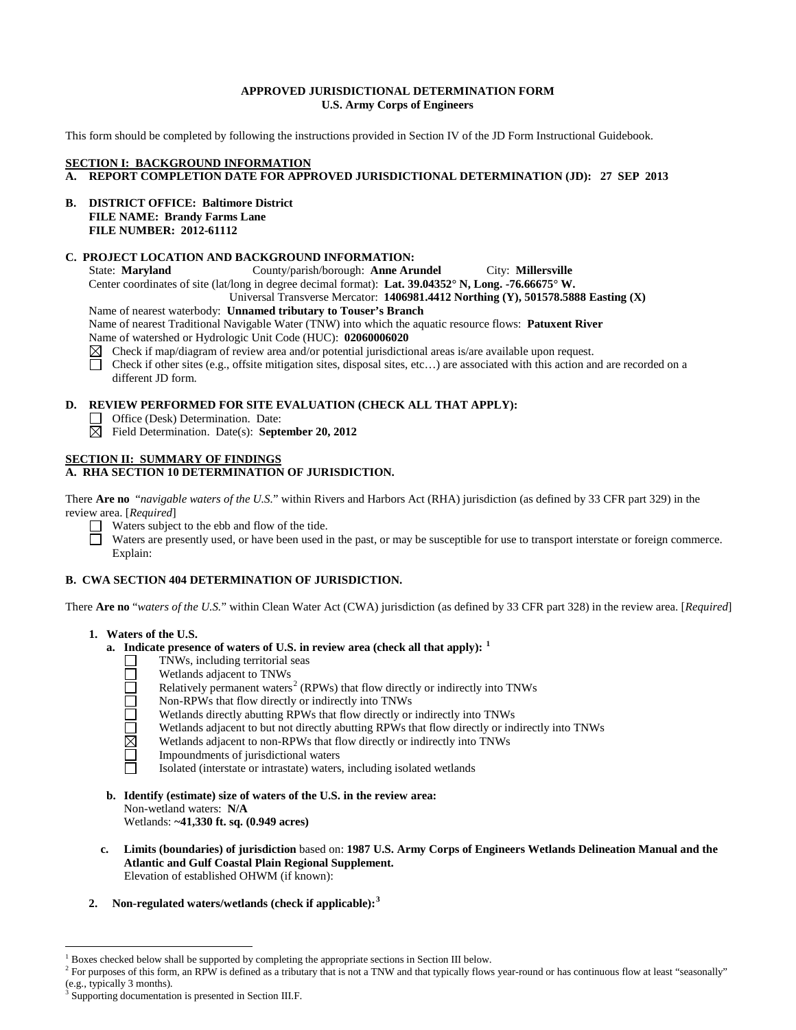**APPROVED JURISDICTIONAL DETERMINATION FORM**
**U.S. Army Corps of Engineers**

This form should be completed by following the instructions provided in Section IV of the JD Form Instructional Guidebook.

**SECTION I: BACKGROUND INFORMATION**

**A. REPORT COMPLETION DATE FOR APPROVED JURISDICTIONAL DETERMINATION (JD): 27 SEP 2013**

**B. DISTRICT OFFICE: Baltimore District**
**FILE NAME: Brandy Farms Lane**
**FILE NUMBER: 2012-61112**

**C. PROJECT LOCATION AND BACKGROUND INFORMATION:**

State: **Maryland** County/parish/borough: **Anne Arundel** City: **Millersville**

Center coordinates of site (lat/long in degree decimal format): **Lat. 39.04352° N, Long. -76.66675° W.**

Universal Transverse Mercator: **1406981.4412 Northing (Y), 501578.5888 Easting (X)**

Name of nearest waterbody: **Unnamed tributary to Touser's Branch**

Name of nearest Traditional Navigable Water (TNW) into which the aquatic resource flows: **Patuxent River**

Name of watershed or Hydrologic Unit Code (HUC): **02060006020**

☒ Check if map/diagram of review area and/or potential jurisdictional areas is/are available upon request.

☐ Check if other sites (e.g., offsite mitigation sites, disposal sites, etc…) are associated with this action and are recorded on a different JD form.

**D. REVIEW PERFORMED FOR SITE EVALUATION (CHECK ALL THAT APPLY):**

☐ Office (Desk) Determination. Date:

☒ Field Determination. Date(s): **September 20, 2012**

**SECTION II: SUMMARY OF FINDINGS**

**A. RHA SECTION 10 DETERMINATION OF JURISDICTION.**

There **Are no** "*navigable waters of the U.S.*" within Rivers and Harbors Act (RHA) jurisdiction (as defined by 33 CFR part 329) in the review area. [*Required*]

☐ Waters subject to the ebb and flow of the tide.

☐ Waters are presently used, or have been used in the past, or may be susceptible for use to transport interstate or foreign commerce. Explain:

**B. CWA SECTION 404 DETERMINATION OF JURISDICTION.**

There **Are no** "*waters of the U.S.*" within Clean Water Act (CWA) jurisdiction (as defined by 33 CFR part 328) in the review area. [*Required*]

**1. Waters of the U.S.**

**a. Indicate presence of waters of U.S. in review area (check all that apply):** [1]

☐ TNWs, including territorial seas

☐ Wetlands adjacent to TNWs

☐ Relatively permanent waters[2] (RPWs) that flow directly or indirectly into TNWs

☐ Non-RPWs that flow directly or indirectly into TNWs

☐ Wetlands directly abutting RPWs that flow directly or indirectly into TNWs

☐ Wetlands adjacent to but not directly abutting RPWs that flow directly or indirectly into TNWs

☒ Wetlands adjacent to non-RPWs that flow directly or indirectly into TNWs

☐ Impoundments of jurisdictional waters

☐ Isolated (interstate or intrastate) waters, including isolated wetlands

**b. Identify (estimate) size of waters of the U.S. in the review area:**

Non-wetland waters: **N/A**

Wetlands: **~41,330 ft. sq. (0.949 acres)**

**c. Limits (boundaries) of jurisdiction** based on: **1987 U.S. Army Corps of Engineers Wetlands Delineation Manual and the Atlantic and Gulf Coastal Plain Regional Supplement.**

Elevation of established OHWM (if known):

**2. Non-regulated waters/wetlands (check if applicable):** [3]

---

[1] Boxes checked below shall be supported by completing the appropriate sections in Section III below.

[2] For purposes of this form, an RPW is defined as a tributary that is not a TNW and that typically flows year-round or has continuous flow at least "seasonally" (e.g., typically 3 months).

[3] Supporting documentation is presented in Section III.F.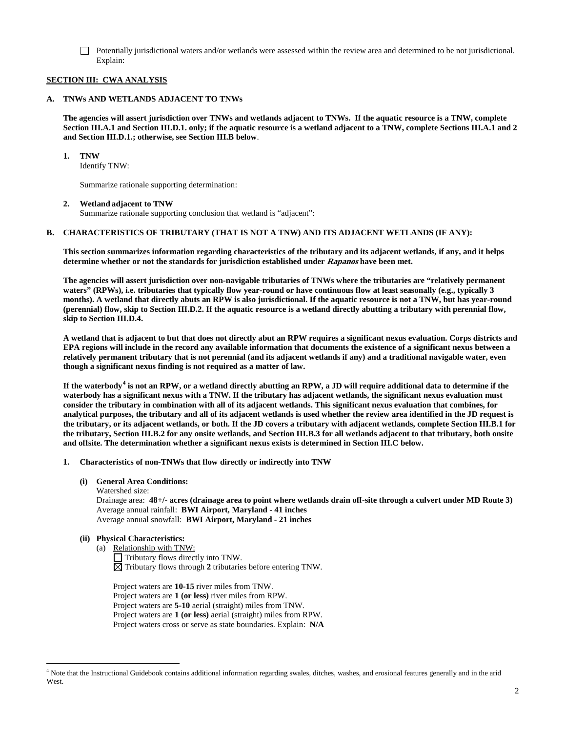☐ Potentially jurisdictional waters and/or wetlands were assessed within the review area and determined to be not jurisdictional. Explain:

**SECTION III: CWA ANALYSIS**

**A. TNWs AND WETLANDS ADJACENT TO TNWs**

**The agencies will assert jurisdiction over TNWs and wetlands adjacent to TNWs. If the aquatic resource is a TNW, complete Section III.A.1 and Section III.D.1. only; if the aquatic resource is a wetland adjacent to a TNW, complete Sections III.A.1 and 2 and Section III.D.1.; otherwise, see Section III.B below**.

**1. TNW**
Identify TNW:

Summarize rationale supporting determination:

**2. Wetland adjacent to TNW**
Summarize rationale supporting conclusion that wetland is "adjacent":

**B. CHARACTERISTICS OF TRIBUTARY (THAT IS NOT A TNW) AND ITS ADJACENT WETLANDS (IF ANY):**

**This section summarizes information regarding characteristics of the tributary and its adjacent wetlands, if any, and it helps determine whether or not the standards for jurisdiction established under *Rapanos* have been met.**

**The agencies will assert jurisdiction over non-navigable tributaries of TNWs where the tributaries are "relatively permanent waters" (RPWs), i.e. tributaries that typically flow year-round or have continuous flow at least seasonally (e.g., typically 3 months). A wetland that directly abuts an RPW is also jurisdictional. If the aquatic resource is not a TNW, but has year-round (perennial) flow, skip to Section III.D.2. If the aquatic resource is a wetland directly abutting a tributary with perennial flow, skip to Section III.D.4.**

**A wetland that is adjacent to but that does not directly abut an RPW requires a significant nexus evaluation. Corps districts and EPA regions will include in the record any available information that documents the existence of a significant nexus between a relatively permanent tributary that is not perennial (and its adjacent wetlands if any) and a traditional navigable water, even though a significant nexus finding is not required as a matter of law.**

**If the waterbody[4] is not an RPW, or a wetland directly abutting an RPW, a JD will require additional data to determine if the waterbody has a significant nexus with a TNW. If the tributary has adjacent wetlands, the significant nexus evaluation must consider the tributary in combination with all of its adjacent wetlands. This significant nexus evaluation that combines, for analytical purposes, the tributary and all of its adjacent wetlands is used whether the review area identified in the JD request is the tributary, or its adjacent wetlands, or both. If the JD covers a tributary with adjacent wetlands, complete Section III.B.1 for the tributary, Section III.B.2 for any onsite wetlands, and Section III.B.3 for all wetlands adjacent to that tributary, both onsite and offsite. The determination whether a significant nexus exists is determined in Section III.C below.**

**1. Characteristics of non-TNWs that flow directly or indirectly into TNW**

**(i) General Area Conditions:**
Watershed size:
Drainage area: **48+/- acres (drainage area to point where wetlands drain off-site through a culvert under MD Route 3)**
Average annual rainfall: **BWI Airport, Maryland - 41 inches**
Average annual snowfall: **BWI Airport, Maryland - 21 inches**

**(ii) Physical Characteristics:**

(a) Relationship with TNW:
☐ Tributary flows directly into TNW.
☒ Tributary flows through **2** tributaries before entering TNW.

Project waters are **10-15** river miles from TNW.
Project waters are **1 (or less)** river miles from RPW.
Project waters are **5-10** aerial (straight) miles from TNW.
Project waters are **1 (or less)** aerial (straight) miles from RPW.
Project waters cross or serve as state boundaries. Explain: **N/A**

---

[4] Note that the Instructional Guidebook contains additional information regarding swales, ditches, washes, and erosional features generally and in the arid West.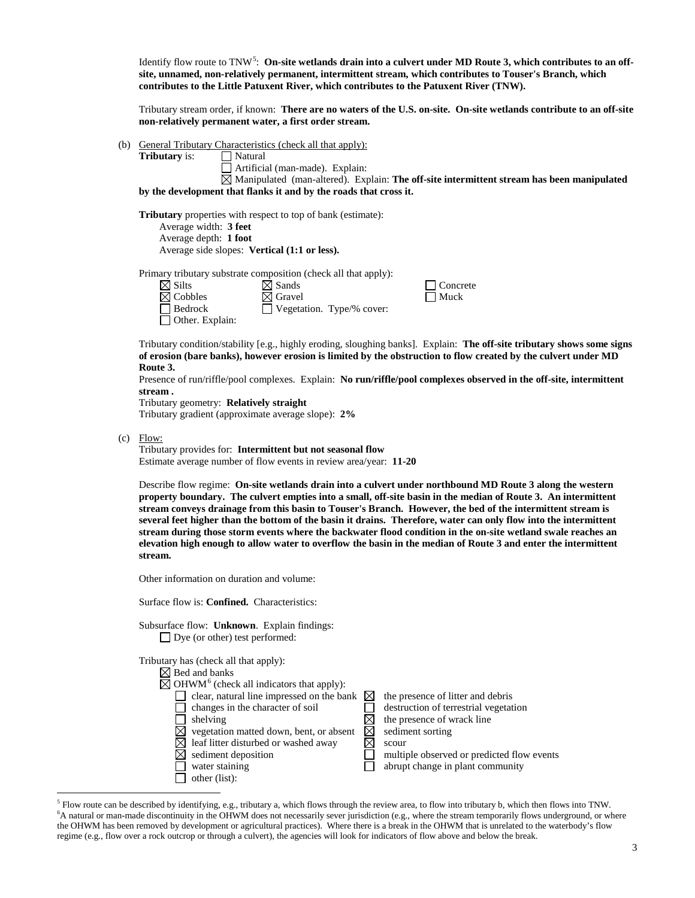Identify flow route to TNW[5]: **On-site wetlands drain into a culvert under MD Route 3, which contributes to an off-site, unnamed, non-relatively permanent, intermittent stream, which contributes to Touser's Branch, which contributes to the Little Patuxent River, which contributes to the Patuxent River (TNW).**

Tributary stream order, if known: **There are no waters of the U.S. on-site. On-site wetlands contribute to an off-site non-relatively permanent water, a first order stream.**

(b) General Tributary Characteristics (check all that apply):

**Tributary** is:
- ☐ Natural
- ☐ Artificial (man-made). Explain:
- ☒ Manipulated (man-altered). Explain: **The off-site intermittent stream has been manipulated by the development that flanks it and by the roads that cross it.**

**Tributary** properties with respect to top of bank (estimate):
- Average width: **3 feet**
- Average depth: **1 foot**
- Average side slopes: **Vertical (1:1 or less).**

Primary tributary substrate composition (check all that apply):

| | | |
|---|---|---|
| ☒ Silts | ☒ Sands | ☐ Concrete |
| ☒ Cobbles | ☒ Gravel | ☐ Muck |
| ☐ Bedrock | ☐ Vegetation. Type/% cover: | |
| ☐ Other. Explain: | | |

Tributary condition/stability [e.g., highly eroding, sloughing banks]. Explain: **The off-site tributary shows some signs of erosion (bare banks), however erosion is limited by the obstruction to flow created by the culvert under MD Route 3.**

Presence of run/riffle/pool complexes. Explain: **No run/riffle/pool complexes observed in the off-site, intermittent stream .**

Tributary geometry: **Relatively straight**

Tributary gradient (approximate average slope): **2%**

(c) Flow:

Tributary provides for: **Intermittent but not seasonal flow**

Estimate average number of flow events in review area/year: **11-20**

Describe flow regime: **On-site wetlands drain into a culvert under northbound MD Route 3 along the western property boundary. The culvert empties into a small, off-site basin in the median of Route 3. An intermittent stream conveys drainage from this basin to Touser's Branch. However, the bed of the intermittent stream is several feet higher than the bottom of the basin it drains. Therefore, water can only flow into the intermittent stream during those storm events where the backwater flood condition in the on-site wetland swale reaches an elevation high enough to allow water to overflow the basin in the median of Route 3 and enter the intermittent stream.**

Other information on duration and volume:

Surface flow is: **Confined.** Characteristics:

Subsurface flow: **Unknown**. Explain findings:
- ☐ Dye (or other) test performed:

Tributary has (check all that apply):
- ☒ Bed and banks
- ☒ OHWM[6] (check all indicators that apply):

| | |
|---|---|
| ☐ clear, natural line impressed on the bank | ☒ the presence of litter and debris |
| ☐ changes in the character of soil | ☐ destruction of terrestrial vegetation |
| ☐ shelving | ☒ the presence of wrack line |
| ☒ vegetation matted down, bent, or absent | ☒ sediment sorting |
| ☒ leaf litter disturbed or washed away | ☒ scour |
| ☒ sediment deposition | ☐ multiple observed or predicted flow events |
| ☐ water staining | ☐ abrupt change in plant community |
| ☐ other (list): | |

[5] Flow route can be described by identifying, e.g., tributary a, which flows through the review area, to flow into tributary b, which then flows into TNW.

[6] A natural or man-made discontinuity in the OHWM does not necessarily sever jurisdiction (e.g., where the stream temporarily flows underground, or where the OHWM has been removed by development or agricultural practices). Where there is a break in the OHWM that is unrelated to the waterbody's flow regime (e.g., flow over a rock outcrop or through a culvert), the agencies will look for indicators of flow above and below the break.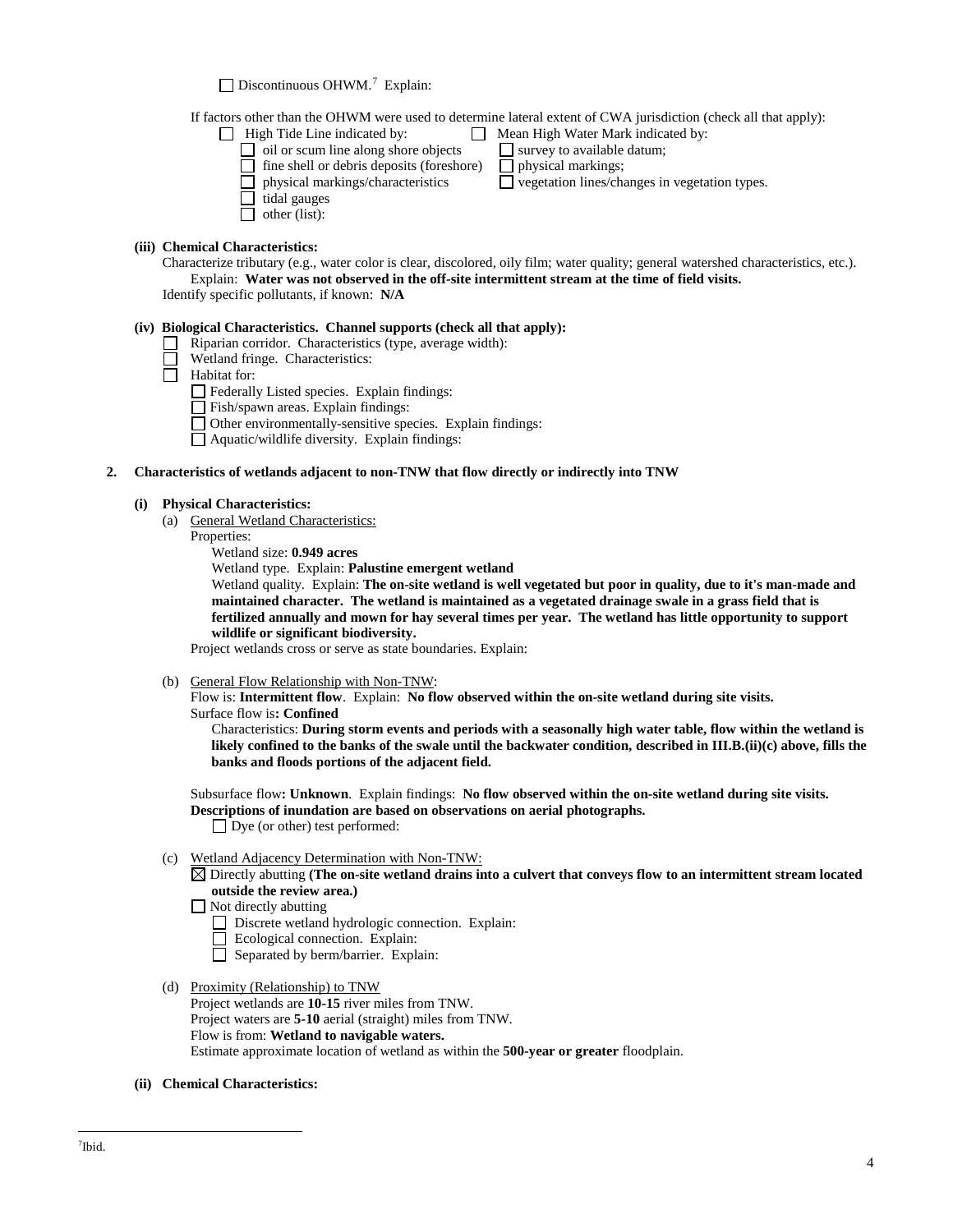☐ Discontinuous OHWM.[7] Explain:

If factors other than the OHWM were used to determine lateral extent of CWA jurisdiction (check all that apply):

☐ High Tide Line indicated by:
- ☐ oil or scum line along shore objects
- ☐ fine shell or debris deposits (foreshore)
- ☐ physical markings/characteristics
- ☐ tidal gauges
- ☐ other (list):

☐ Mean High Water Mark indicated by:
- ☐ survey to available datum;
- ☐ physical markings;
- ☐ vegetation lines/changes in vegetation types.

**(iii) Chemical Characteristics:**

Characterize tributary (e.g., water color is clear, discolored, oily film; water quality; general watershed characteristics, etc.).
Explain: **Water was not observed in the off-site intermittent stream at the time of field visits.**
Identify specific pollutants, if known: **N/A**

**(iv) Biological Characteristics. Channel supports (check all that apply):**

☐ Riparian corridor. Characteristics (type, average width):
☐ Wetland fringe. Characteristics:
☐ Habitat for:
- ☐ Federally Listed species. Explain findings:
- ☐ Fish/spawn areas. Explain findings:
- ☐ Other environmentally-sensitive species. Explain findings:
- ☐ Aquatic/wildlife diversity. Explain findings:

**2. Characteristics of wetlands adjacent to non-TNW that flow directly or indirectly into TNW**

**(i) Physical Characteristics:**

(a) General Wetland Characteristics:

Properties:

Wetland size: **0.949 acres**
Wetland type. Explain: **Palustine emergent wetland**
Wetland quality. Explain: **The on-site wetland is well vegetated but poor in quality, due to it's man-made and maintained character. The wetland is maintained as a vegetated drainage swale in a grass field that is fertilized annually and mown for hay several times per year. The wetland has little opportunity to support wildlife or significant biodiversity.**

Project wetlands cross or serve as state boundaries. Explain:

(b) General Flow Relationship with Non-TNW:

Flow is: **Intermittent flow**. Explain: **No flow observed within the on-site wetland during site visits.**
Surface flow is**: Confined**
Characteristics: **During storm events and periods with a seasonally high water table, flow within the wetland is likely confined to the banks of the swale until the backwater condition, described in III.B.(ii)(c) above, fills the banks and floods portions of the adjacent field.**

Subsurface flow**: Unknown**. Explain findings: **No flow observed within the on-site wetland during site visits. Descriptions of inundation are based on observations on aerial photographs.**
☐ Dye (or other) test performed:

(c) Wetland Adjacency Determination with Non-TNW:

☒ Directly abutting **(The on-site wetland drains into a culvert that conveys flow to an intermittent stream located outside the review area.)**
☐ Not directly abutting
- ☐ Discrete wetland hydrologic connection. Explain:
- ☐ Ecological connection. Explain:
- ☐ Separated by berm/barrier. Explain:

(d) Proximity (Relationship) to TNW

Project wetlands are **10-15** river miles from TNW.
Project waters are **5-10** aerial (straight) miles from TNW.
Flow is from: **Wetland to navigable waters.**
Estimate approximate location of wetland as within the **500-year or greater** floodplain.

**(ii) Chemical Characteristics:**

---

[7] Ibid.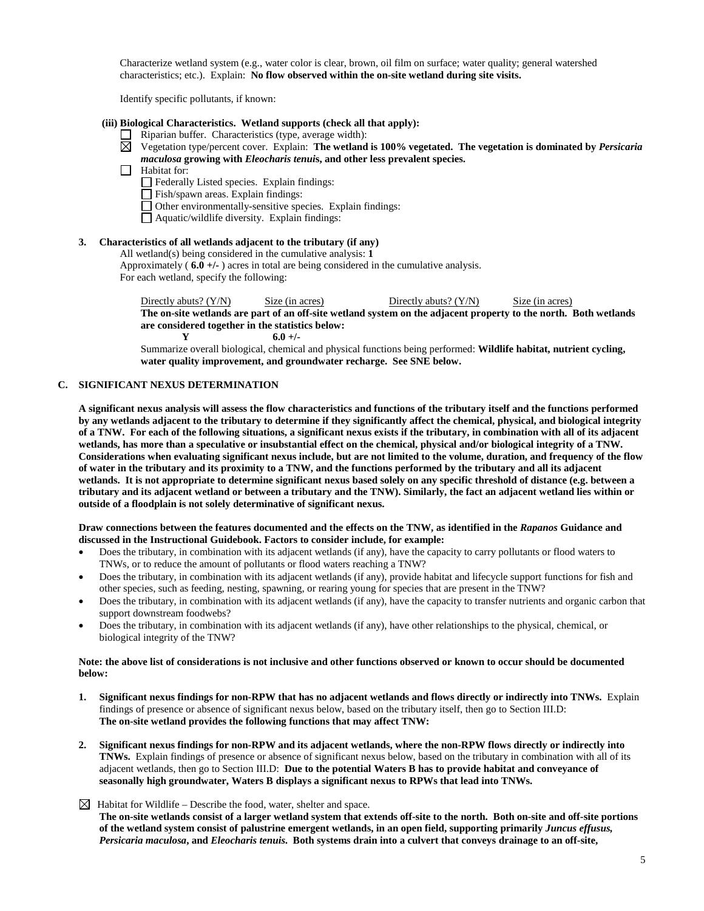Characterize wetland system (e.g., water color is clear, brown, oil film on surface; water quality; general watershed characteristics; etc.). Explain: **No flow observed within the on-site wetland during site visits.**

Identify specific pollutants, if known:

**(iii) Biological Characteristics. Wetland supports (check all that apply):**

- ☐ Riparian buffer. Characteristics (type, average width):
- ☒ Vegetation type/percent cover. Explain: **The wetland is 100% vegetated. The vegetation is dominated by *Persicaria maculosa* growing with *Eleocharis tenuis*, and other less prevalent species.**
- ☐ Habitat for:
  - ☐ Federally Listed species. Explain findings:
  - ☐ Fish/spawn areas. Explain findings:
  - ☐ Other environmentally-sensitive species. Explain findings:
  - ☐ Aquatic/wildlife diversity. Explain findings:

**3. Characteristics of all wetlands adjacent to the tributary (if any)**

All wetland(s) being considered in the cumulative analysis: **1**

Approximately ( **6.0 +/-** ) acres in total are being considered in the cumulative analysis.

For each wetland, specify the following:

| Directly abuts? (Y/N) | Size (in acres) | Directly abuts? (Y/N) | Size (in acres) |
|---|---|---|---|

**The on-site wetlands are part of an off-site wetland system on the adjacent property to the north. Both wetlands are considered together in the statistics below:**

**Y 6.0 +/-**

Summarize overall biological, chemical and physical functions being performed: **Wildlife habitat, nutrient cycling, water quality improvement, and groundwater recharge. See SNE below.**

## C. SIGNIFICANT NEXUS DETERMINATION

**A significant nexus analysis will assess the flow characteristics and functions of the tributary itself and the functions performed by any wetlands adjacent to the tributary to determine if they significantly affect the chemical, physical, and biological integrity of a TNW. For each of the following situations, a significant nexus exists if the tributary, in combination with all of its adjacent wetlands, has more than a speculative or insubstantial effect on the chemical, physical and/or biological integrity of a TNW. Considerations when evaluating significant nexus include, but are not limited to the volume, duration, and frequency of the flow of water in the tributary and its proximity to a TNW, and the functions performed by the tributary and all its adjacent wetlands. It is not appropriate to determine significant nexus based solely on any specific threshold of distance (e.g. between a tributary and its adjacent wetland or between a tributary and the TNW). Similarly, the fact an adjacent wetland lies within or outside of a floodplain is not solely determinative of significant nexus.**

**Draw connections between the features documented and the effects on the TNW, as identified in the *Rapanos* Guidance and discussed in the Instructional Guidebook. Factors to consider include, for example:**

- Does the tributary, in combination with its adjacent wetlands (if any), have the capacity to carry pollutants or flood waters to TNWs, or to reduce the amount of pollutants or flood waters reaching a TNW?
- Does the tributary, in combination with its adjacent wetlands (if any), provide habitat and lifecycle support functions for fish and other species, such as feeding, nesting, spawning, or rearing young for species that are present in the TNW?
- Does the tributary, in combination with its adjacent wetlands (if any), have the capacity to transfer nutrients and organic carbon that support downstream foodwebs?
- Does the tributary, in combination with its adjacent wetlands (if any), have other relationships to the physical, chemical, or biological integrity of the TNW?

**Note: the above list of considerations is not inclusive and other functions observed or known to occur should be documented below:**

1. **Significant nexus findings for non-RPW that has no adjacent wetlands and flows directly or indirectly into TNWs.** Explain findings of presence or absence of significant nexus below, based on the tributary itself, then go to Section III.D: **The on-site wetland provides the following functions that may affect TNW:**

2. **Significant nexus findings for non-RPW and its adjacent wetlands, where the non-RPW flows directly or indirectly into TNWs.** Explain findings of presence or absence of significant nexus below, based on the tributary in combination with all of its adjacent wetlands, then go to Section III.D: **Due to the potential Waters B has to provide habitat and conveyance of seasonally high groundwater, Waters B displays a significant nexus to RPWs that lead into TNWs.**

☒ Habitat for Wildlife – Describe the food, water, shelter and space.
**The on-site wetlands consist of a larger wetland system that extends off-site to the north. Both on-site and off-site portions of the wetland system consist of palustrine emergent wetlands, in an open field, supporting primarily *Juncus effusus*, *Persicaria maculosa*, and *Eleocharis tenuis*. Both systems drain into a culvert that conveys drainage to an off-site,**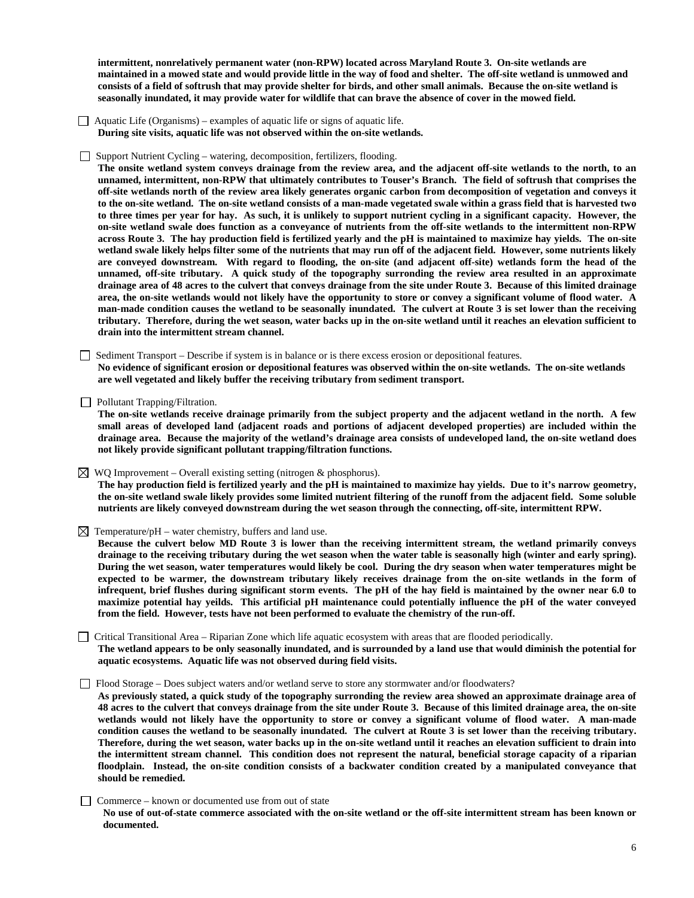**intermittent, nonrelatively permanent water (non-RPW) located across Maryland Route 3. On-site wetlands are maintained in a mowed state and would provide little in the way of food and shelter. The off-site wetland is unmowed and consists of a field of softrush that may provide shelter for birds, and other small animals. Because the on-site wetland is seasonally inundated, it may provide water for wildlife that can brave the absence of cover in the mowed field.**

☐ Aquatic Life (Organisms) – examples of aquatic life or signs of aquatic life.
**During site visits, aquatic life was not observed within the on-site wetlands.**

☐ Support Nutrient Cycling – watering, decomposition, fertilizers, flooding.
**The onsite wetland system conveys drainage from the review area, and the adjacent off-site wetlands to the north, to an unnamed, intermittent, non-RPW that ultimately contributes to Touser's Branch. The field of softrush that comprises the off-site wetlands north of the review area likely generates organic carbon from decomposition of vegetation and conveys it to the on-site wetland. The on-site wetland consists of a man-made vegetated swale within a grass field that is harvested two to three times per year for hay. As such, it is unlikely to support nutrient cycling in a significant capacity. However, the on-site wetland swale does function as a conveyance of nutrients from the off-site wetlands to the intermittent non-RPW across Route 3. The hay production field is fertilized yearly and the pH is maintained to maximize hay yields. The on-site wetland swale likely helps filter some of the nutrients that may run off of the adjacent field. However, some nutrients likely are conveyed downstream. With regard to flooding, the on-site (and adjacent off-site) wetlands form the head of the unnamed, off-site tributary. A quick study of the topography surrounding the review area resulted in an approximate drainage area of 48 acres to the culvert that conveys drainage from the site under Route 3. Because of this limited drainage area, the on-site wetlands would not likely have the opportunity to store or convey a significant volume of flood water. A man-made condition causes the wetland to be seasonally inundated. The culvert at Route 3 is set lower than the receiving tributary. Therefore, during the wet season, water backs up in the on-site wetland until it reaches an elevation sufficient to drain into the intermittent stream channel.**

☐ Sediment Transport – Describe if system is in balance or is there excess erosion or depositional features.
**No evidence of significant erosion or depositional features was observed within the on-site wetlands. The on-site wetlands are well vegetated and likely buffer the receiving tributary from sediment transport.**

☐ Pollutant Trapping/Filtration.
**The on-site wetlands receive drainage primarily from the subject property and the adjacent wetland in the north. A few small areas of developed land (adjacent roads and portions of adjacent developed properties) are included within the drainage area. Because the majority of the wetland's drainage area consists of undeveloped land, the on-site wetland does not likely provide significant pollutant trapping/filtration functions.**

☒ WQ Improvement – Overall existing setting (nitrogen & phosphorus).
**The hay production field is fertilized yearly and the pH is maintained to maximize hay yields. Due to it's narrow geometry, the on-site wetland swale likely provides some limited nutrient filtering of the runoff from the adjacent field. Some soluble nutrients are likely conveyed downstream during the wet season through the connecting, off-site, intermittent RPW.**

☒ Temperature/pH – water chemistry, buffers and land use.
**Because the culvert below MD Route 3 is lower than the receiving intermittent stream, the wetland primarily conveys drainage to the receiving tributary during the wet season when the water table is seasonally high (winter and early spring). During the wet season, water temperatures would likely be cool. During the dry season when water temperatures might be expected to be warmer, the downstream tributary likely receives drainage from the on-site wetlands in the form of infrequent, brief flushes during significant storm events. The pH of the hay field is maintained by the owner near 6.0 to maximize potential hay yeilds. This artificial pH maintenance could potentially influence the pH of the water conveyed from the field. However, tests have not been performed to evaluate the chemistry of the run-off.**

☐ Critical Transitional Area – Riparian Zone which life aquatic ecosystem with areas that are flooded periodically.
**The wetland appears to be only seasonally inundated, and is surrounded by a land use that would diminish the potential for aquatic ecosystems. Aquatic life was not observed during field visits.**

☐ Flood Storage – Does subject waters and/or wetland serve to store any stormwater and/or floodwaters?
**As previously stated, a quick study of the topography surrounding the review area showed an approximate drainage area of 48 acres to the culvert that conveys drainage from the site under Route 3. Because of this limited drainage area, the on-site wetlands would not likely have the opportunity to store or convey a significant volume of flood water. A man-made condition causes the wetland to be seasonally inundated. The culvert at Route 3 is set lower than the receiving tributary. Therefore, during the wet season, water backs up in the on-site wetland until it reaches an elevation sufficient to drain into the intermittent stream channel. This condition does not represent the natural, beneficial storage capacity of a riparian floodplain. Instead, the on-site condition consists of a backwater condition created by a manipulated conveyance that should be remedied.**

☐ Commerce – known or documented use from out of state
**No use of out-of-state commerce associated with the on-site wetland or the off-site intermittent stream has been known or documented.**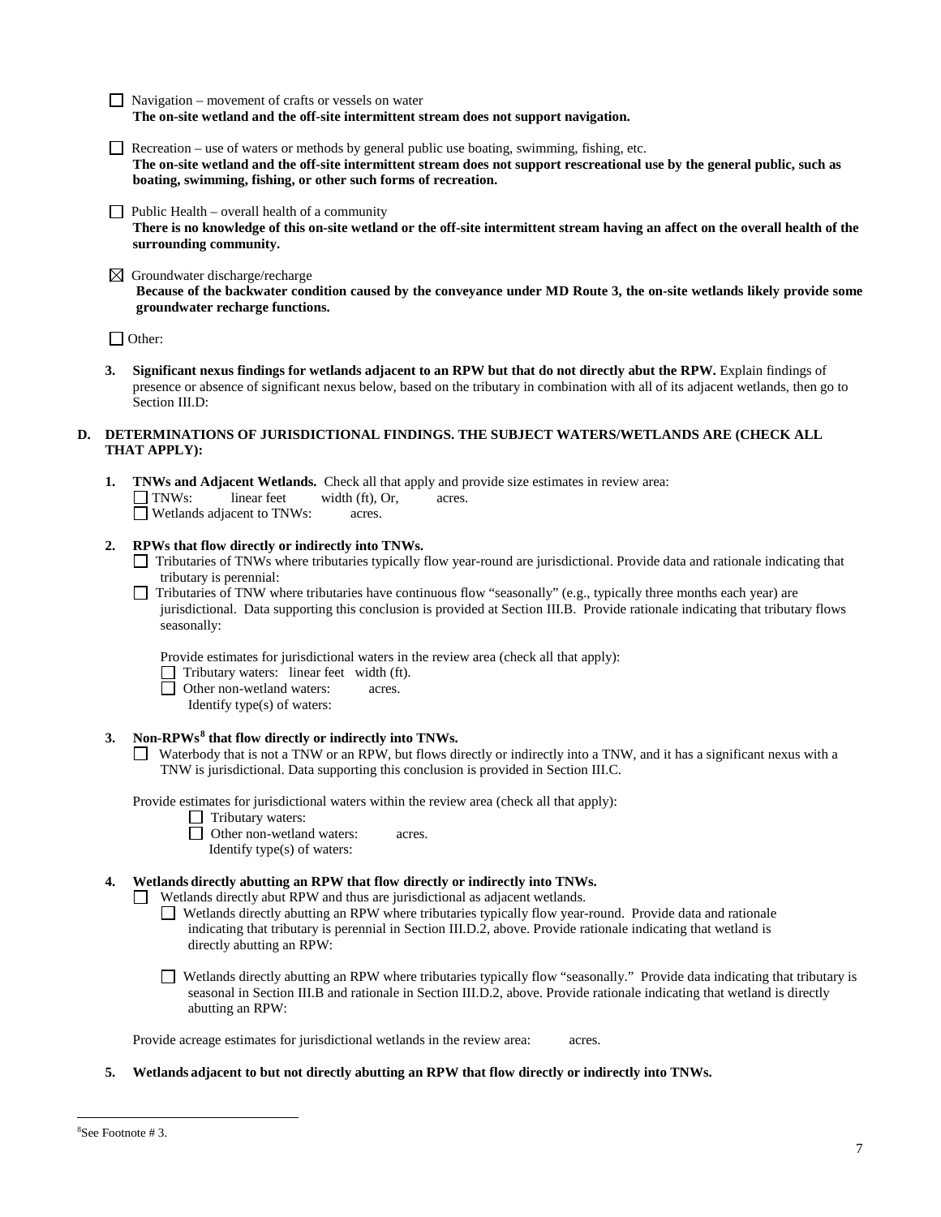☐ Navigation – movement of crafts or vessels on water
**The on-site wetland and the off-site intermittent stream does not support navigation.**

☐ Recreation – use of waters or methods by general public use boating, swimming, fishing, etc.
**The on-site wetland and the off-site intermittent stream does not support rescreational use by the general public, such as boating, swimming, fishing, or other such forms of recreation.**

☐ Public Health – overall health of a community
**There is no knowledge of this on-site wetland or the off-site intermittent stream having an affect on the overall health of the surrounding community.**

☒ Groundwater discharge/recharge
**Because of the backwater condition caused by the conveyance under MD Route 3, the on-site wetlands likely provide some groundwater recharge functions.**

☐ Other:

3. **Significant nexus findings for wetlands adjacent to an RPW but that do not directly abut the RPW.** Explain findings of presence or absence of significant nexus below, based on the tributary in combination with all of its adjacent wetlands, then go to Section III.D:

**D. DETERMINATIONS OF JURISDICTIONAL FINDINGS. THE SUBJECT WATERS/WETLANDS ARE (CHECK ALL THAT APPLY):**

1. **TNWs and Adjacent Wetlands.** Check all that apply and provide size estimates in review area:
   ☐ TNWs: linear feet width (ft), Or, acres.
   ☐ Wetlands adjacent to TNWs: acres.

2. **RPWs that flow directly or indirectly into TNWs.**
   ☐ Tributaries of TNWs where tributaries typically flow year-round are jurisdictional. Provide data and rationale indicating that tributary is perennial:
   ☐ Tributaries of TNW where tributaries have continuous flow "seasonally" (e.g., typically three months each year) are jurisdictional. Data supporting this conclusion is provided at Section III.B. Provide rationale indicating that tributary flows seasonally:

   Provide estimates for jurisdictional waters in the review area (check all that apply):
   ☐ Tributary waters: linear feet width (ft).
   ☐ Other non-wetland waters: acres.
   Identify type(s) of waters:

3. **Non-RPWs[8] that flow directly or indirectly into TNWs.**
   ☐ Waterbody that is not a TNW or an RPW, but flows directly or indirectly into a TNW, and it has a significant nexus with a TNW is jurisdictional. Data supporting this conclusion is provided in Section III.C.

   Provide estimates for jurisdictional waters within the review area (check all that apply):
   ☐ Tributary waters:
   ☐ Other non-wetland waters: acres.
   Identify type(s) of waters:

4. **Wetlands directly abutting an RPW that flow directly or indirectly into TNWs.**
   ☐ Wetlands directly abut RPW and thus are jurisdictional as adjacent wetlands.
   ☐ Wetlands directly abutting an RPW where tributaries typically flow year-round. Provide data and rationale indicating that tributary is perennial in Section III.D.2, above. Provide rationale indicating that wetland is directly abutting an RPW:

   ☐ Wetlands directly abutting an RPW where tributaries typically flow "seasonally." Provide data indicating that tributary is seasonal in Section III.B and rationale in Section III.D.2, above. Provide rationale indicating that wetland is directly abutting an RPW:

   Provide acreage estimates for jurisdictional wetlands in the review area: acres.

5. **Wetlands adjacent to but not directly abutting an RPW that flow directly or indirectly into TNWs.**

[8]See Footnote # 3.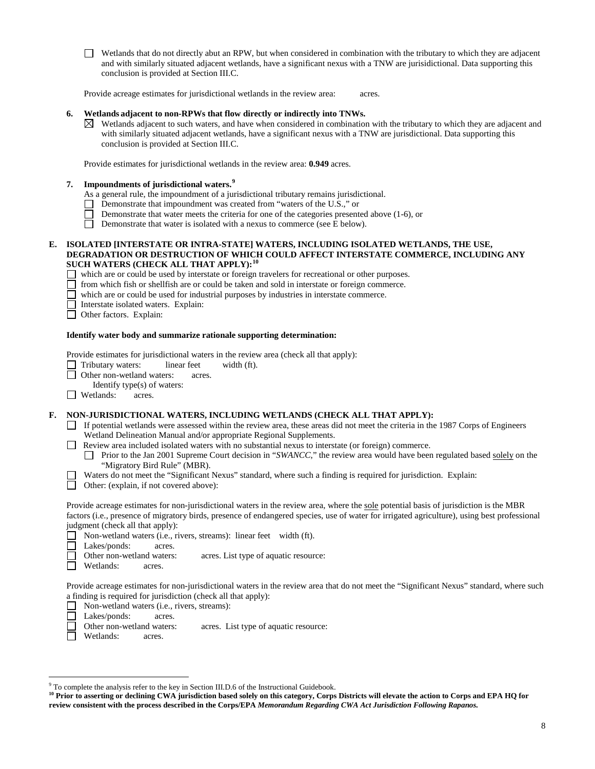☐ Wetlands that do not directly abut an RPW, but when considered in combination with the tributary to which they are adjacent and with similarly situated adjacent wetlands, have a significant nexus with a TNW are jurisdictional. Data supporting this conclusion is provided at Section III.C.

Provide acreage estimates for jurisdictional wetlands in the review area: acres.

**6. Wetlands adjacent to non-RPWs that flow directly or indirectly into TNWs.**

☒ Wetlands adjacent to such waters, and have when considered in combination with the tributary to which they are adjacent and with similarly situated adjacent wetlands, have a significant nexus with a TNW are jurisdictional. Data supporting this conclusion is provided at Section III.C.

Provide estimates for jurisdictional wetlands in the review area: **0.949** acres.

**7. Impoundments of jurisdictional waters.**[9]

As a general rule, the impoundment of a jurisdictional tributary remains jurisdictional.

☐ Demonstrate that impoundment was created from "waters of the U.S.," or
☐ Demonstrate that water meets the criteria for one of the categories presented above (1-6), or
☐ Demonstrate that water is isolated with a nexus to commerce (see E below).

**E. ISOLATED [INTERSTATE OR INTRA-STATE] WATERS, INCLUDING ISOLATED WETLANDS, THE USE, DEGRADATION OR DESTRUCTION OF WHICH COULD AFFECT INTERSTATE COMMERCE, INCLUDING ANY SUCH WATERS (CHECK ALL THAT APPLY):**[10]

☐ which are or could be used by interstate or foreign travelers for recreational or other purposes.
☐ from which fish or shellfish are or could be taken and sold in interstate or foreign commerce.
☐ which are or could be used for industrial purposes by industries in interstate commerce.
☐ Interstate isolated waters. Explain:
☐ Other factors. Explain:

**Identify water body and summarize rationale supporting determination:**

Provide estimates for jurisdictional waters in the review area (check all that apply):

☐ Tributary waters: linear feet width (ft).
☐ Other non-wetland waters: acres.
Identify type(s) of waters:
☐ Wetlands: acres.

**F. NON-JURISDICTIONAL WATERS, INCLUDING WETLANDS (CHECK ALL THAT APPLY):**

☐ If potential wetlands were assessed within the review area, these areas did not meet the criteria in the 1987 Corps of Engineers Wetland Delineation Manual and/or appropriate Regional Supplements.
☐ Review area included isolated waters with no substantial nexus to interstate (or foreign) commerce.
☐ Prior to the Jan 2001 Supreme Court decision in "*SWANCC*," the review area would have been regulated based solely on the "Migratory Bird Rule" (MBR).
☐ Waters do not meet the "Significant Nexus" standard, where such a finding is required for jurisdiction. Explain:
☐ Other: (explain, if not covered above):

Provide acreage estimates for non-jurisdictional waters in the review area, where the sole potential basis of jurisdiction is the MBR factors (i.e., presence of migratory birds, presence of endangered species, use of water for irrigated agriculture), using best professional judgment (check all that apply):

☐ Non-wetland waters (i.e., rivers, streams): linear feet width (ft).
☐ Lakes/ponds: acres.
☐ Other non-wetland waters: acres. List type of aquatic resource:
☐ Wetlands: acres.

Provide acreage estimates for non-jurisdictional waters in the review area that do not meet the "Significant Nexus" standard, where such a finding is required for jurisdiction (check all that apply):

☐ Non-wetland waters (i.e., rivers, streams):
☐ Lakes/ponds: acres.
☐ Other non-wetland waters: acres. List type of aquatic resource:
☐ Wetlands: acres.

---

[9] To complete the analysis refer to the key in Section III.D.6 of the Instructional Guidebook.

[10] **Prior to asserting or declining CWA jurisdiction based solely on this category, Corps Districts will elevate the action to Corps and EPA HQ for review consistent with the process described in the Corps/EPA *Memorandum Regarding CWA Act Jurisdiction Following Rapanos.***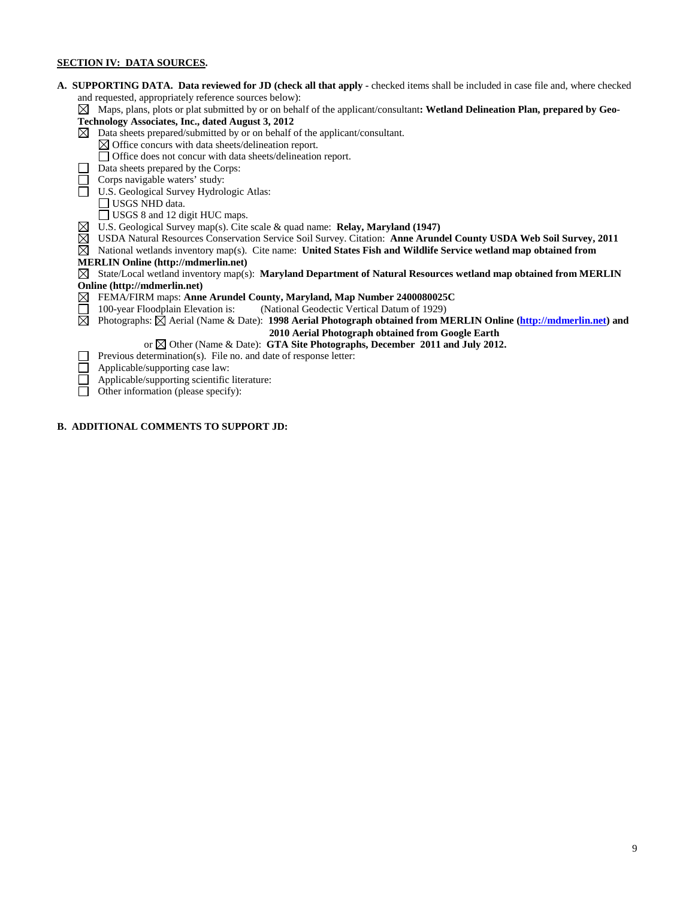**SECTION IV: DATA SOURCES.**

**A. SUPPORTING DATA. Data reviewed for JD (check all that apply -** checked items shall be included in case file and, where checked and requested, appropriately reference sources below):

- ☒ Maps, plans, plots or plat submitted by or on behalf of the applicant/consultant**: Wetland Delineation Plan, prepared by Geo-Technology Associates, Inc., dated August 3, 2012**
- ☒ Data sheets prepared/submitted by or on behalf of the applicant/consultant.
  - ☒ Office concurs with data sheets/delineation report.
  - ☐ Office does not concur with data sheets/delineation report.
- ☐ Data sheets prepared by the Corps:
- ☐ Corps navigable waters' study:
- ☐ U.S. Geological Survey Hydrologic Atlas:
  - ☐ USGS NHD data.
  - ☐ USGS 8 and 12 digit HUC maps.
- ☒ U.S. Geological Survey map(s). Cite scale & quad name: **Relay, Maryland (1947)**
- ☒ USDA Natural Resources Conservation Service Soil Survey. Citation: **Anne Arundel County USDA Web Soil Survey, 2011**
- ☒ National wetlands inventory map(s). Cite name: **United States Fish and Wildlife Service wetland map obtained from MERLIN Online (http://mdmerlin.net)**
- ☒ State/Local wetland inventory map(s): **Maryland Department of Natural Resources wetland map obtained from MERLIN Online (http://mdmerlin.net)**
- ☒ FEMA/FIRM maps: **Anne Arundel County, Maryland, Map Number 2400080025C**
- ☐ 100-year Floodplain Elevation is: (National Geodectic Vertical Datum of 1929)
- ☒ Photographs: ☒ Aerial (Name & Date): **1998 Aerial Photograph obtained from MERLIN Online (http://mdmerlin.net) and 2010 Aerial Photograph obtained from Google Earth**
  - or ☒ Other (Name & Date): **GTA Site Photographs, December 2011 and July 2012.**
- ☐ Previous determination(s). File no. and date of response letter:
- ☐ Applicable/supporting case law:
- ☐ Applicable/supporting scientific literature:
- ☐ Other information (please specify):

**B. ADDITIONAL COMMENTS TO SUPPORT JD:**